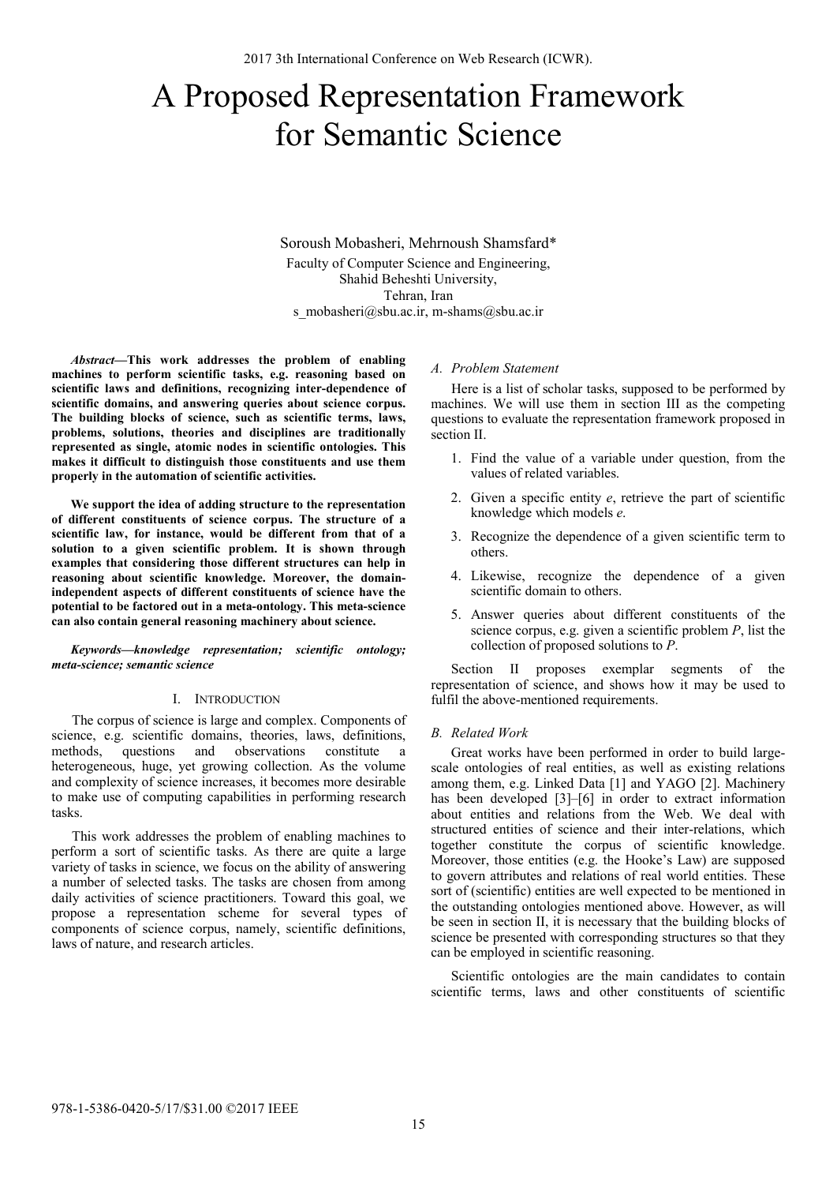# A Proposed Representation Framework for Semantic Science

Soroush Mobasheri, Mehrnoush Shamsfard*

Faculty of Computer Science and Engineering,
Shahid Beheshti University,
Tehran, Iran
s_mobasheri@sbu.ac.ir, m-shams@sbu.ac.ir

***Abstract*—This work addresses the problem of enabling machines to perform scientific tasks, e.g. reasoning based on scientific laws and definitions, recognizing inter-dependence of scientific domains, and answering queries about science corpus. The building blocks of science, such as scientific terms, laws, problems, solutions, theories and disciplines are traditionally represented as single, atomic nodes in scientific ontologies. This makes it difficult to distinguish those constituents and use them properly in the automation of scientific activities.**

**We support the idea of adding structure to the representation of different constituents of science corpus. The structure of a scientific law, for instance, would be different from that of a solution to a given scientific problem. It is shown through examples that considering those different structures can help in reasoning about scientific knowledge. Moreover, the domain-independent aspects of different constituents of science have the potential to be factored out in a meta-ontology. This meta-science can also contain general reasoning machinery about science.**

***Keywords—knowledge representation; scientific ontology; meta-science; semantic science***

## I. Introduction

The corpus of science is large and complex. Components of science, e.g. scientific domains, theories, laws, definitions, methods, questions and observations constitute a heterogeneous, huge, yet growing collection. As the volume and complexity of science increases, it becomes more desirable to make use of computing capabilities in performing research tasks.

This work addresses the problem of enabling machines to perform a sort of scientific tasks. As there are quite a large variety of tasks in science, we focus on the ability of answering a number of selected tasks. The tasks are chosen from among daily activities of science practitioners. Toward this goal, we propose a representation scheme for several types of components of science corpus, namely, scientific definitions, laws of nature, and research articles.

### A. Problem Statement

Here is a list of scholar tasks, supposed to be performed by machines. We will use them in section III as the competing questions to evaluate the representation framework proposed in section II.

1. Find the value of a variable under question, from the values of related variables.
2. Given a specific entity *e*, retrieve the part of scientific knowledge which models *e*.
3. Recognize the dependence of a given scientific term to others.
4. Likewise, recognize the dependence of a given scientific domain to others.
5. Answer queries about different constituents of the science corpus, e.g. given a scientific problem *P*, list the collection of proposed solutions to *P*.

Section II proposes exemplar segments of the representation of science, and shows how it may be used to fulfil the above-mentioned requirements.

### B. Related Work

Great works have been performed in order to build large-scale ontologies of real entities, as well as existing relations among them, e.g. Linked Data [1] and YAGO [2]. Machinery has been developed [3]–[6] in order to extract information about entities and relations from the Web. We deal with structured entities of science and their inter-relations, which together constitute the corpus of scientific knowledge. Moreover, those entities (e.g. the Hooke's Law) are supposed to govern attributes and relations of real world entities. These sort of (scientific) entities are well expected to be mentioned in the outstanding ontologies mentioned above. However, as will be seen in section II, it is necessary that the building blocks of science be presented with corresponding structures so that they can be employed in scientific reasoning.

Scientific ontologies are the main candidates to contain scientific terms, laws and other constituents of scientific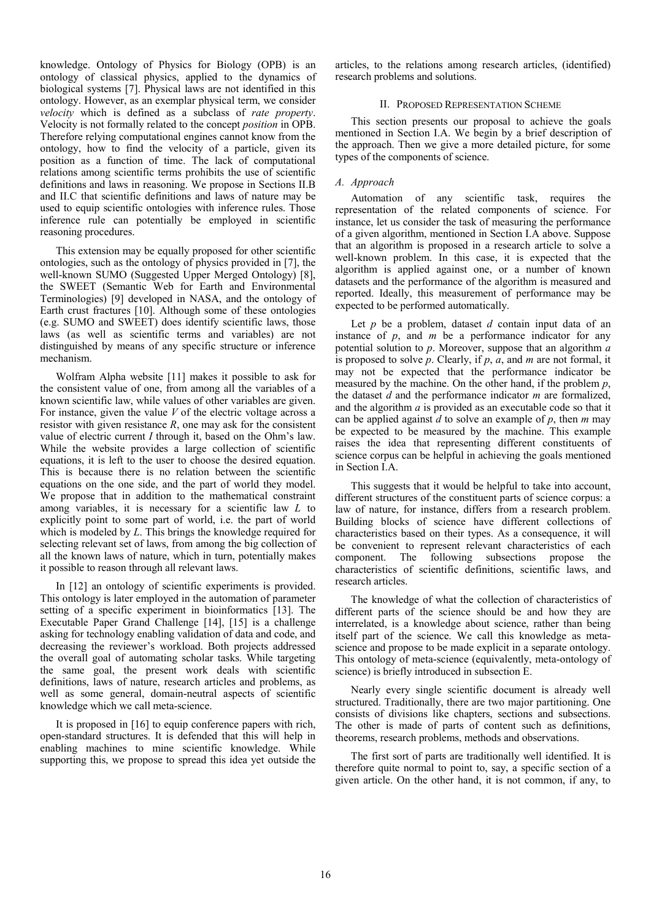knowledge. Ontology of Physics for Biology (OPB) is an ontology of classical physics, applied to the dynamics of biological systems [7]. Physical laws are not identified in this ontology. However, as an exemplar physical term, we consider *velocity* which is defined as a subclass of *rate property*. Velocity is not formally related to the concept *position* in OPB. Therefore relying computational engines cannot know from the ontology, how to find the velocity of a particle, given its position as a function of time. The lack of computational relations among scientific terms prohibits the use of scientific definitions and laws in reasoning. We propose in Sections II.B and II.C that scientific definitions and laws of nature may be used to equip scientific ontologies with inference rules. Those inference rule can potentially be employed in scientific reasoning procedures.

This extension may be equally proposed for other scientific ontologies, such as the ontology of physics provided in [7], the well-known SUMO (Suggested Upper Merged Ontology) [8], the SWEET (Semantic Web for Earth and Environmental Terminologies) [9] developed in NASA, and the ontology of Earth crust fractures [10]. Although some of these ontologies (e.g. SUMO and SWEET) does identify scientific laws, those laws (as well as scientific terms and variables) are not distinguished by means of any specific structure or inference mechanism.

Wolfram Alpha website [11] makes it possible to ask for the consistent value of one, from among all the variables of a known scientific law, while values of other variables are given. For instance, given the value $V$ of the electric voltage across a resistor with given resistance $R$, one may ask for the consistent value of electric current $I$ through it, based on the Ohm's law. While the website provides a large collection of scientific equations, it is left to the user to choose the desired equation. This is because there is no relation between the scientific equations on the one side, and the part of world they model. We propose that in addition to the mathematical constraint among variables, it is necessary for a scientific law $L$ to explicitly point to some part of world, i.e. the part of world which is modeled by $L$. This brings the knowledge required for selecting relevant set of laws, from among the big collection of all the known laws of nature, which in turn, potentially makes it possible to reason through all relevant laws.

In [12] an ontology of scientific experiments is provided. This ontology is later employed in the automation of parameter setting of a specific experiment in bioinformatics [13]. The Executable Paper Grand Challenge [14], [15] is a challenge asking for technology enabling validation of data and code, and decreasing the reviewer's workload. Both projects addressed the overall goal of automating scholar tasks. While targeting the same goal, the present work deals with scientific definitions, laws of nature, research articles and problems, as well as some general, domain-neutral aspects of scientific knowledge which we call meta-science.

It is proposed in [16] to equip conference papers with rich, open-standard structures. It is defended that this will help in enabling machines to mine scientific knowledge. While supporting this, we propose to spread this idea yet outside the articles, to the relations among research articles, (identified) research problems and solutions.

## II. Proposed Representation Scheme

This section presents our proposal to achieve the goals mentioned in Section I.A. We begin by a brief description of the approach. Then we give a more detailed picture, for some types of the components of science.

### *A. Approach*

Automation of any scientific task, requires the representation of the related components of science. For instance, let us consider the task of measuring the performance of a given algorithm, mentioned in Section I.A above. Suppose that an algorithm is proposed in a research article to solve a well-known problem. In this case, it is expected that the algorithm is applied against one, or a number of known datasets and the performance of the algorithm is measured and reported. Ideally, this measurement of performance may be expected to be performed automatically.

Let $p$ be a problem, dataset $d$ contain input data of an instance of $p$, and $m$ be a performance indicator for any potential solution to $p$. Moreover, suppose that an algorithm $a$ is proposed to solve $p$. Clearly, if $p$, $a$, and $m$ are not formal, it may not be expected that the performance indicator be measured by the machine. On the other hand, if the problem $p$, the dataset $d$ and the performance indicator $m$ are formalized, and the algorithm $a$ is provided as an executable code so that it can be applied against $d$ to solve an example of $p$, then $m$ may be expected to be measured by the machine. This example raises the idea that representing different constituents of science corpus can be helpful in achieving the goals mentioned in Section I.A.

This suggests that it would be helpful to take into account, different structures of the constituent parts of science corpus: a law of nature, for instance, differs from a research problem. Building blocks of science have different collections of characteristics based on their types. As a consequence, it will be convenient to represent relevant characteristics of each component. The following subsections propose the characteristics of scientific definitions, scientific laws, and research articles.

The knowledge of what the collection of characteristics of different parts of the science should be and how they are interrelated, is a knowledge about science, rather than being itself part of the science. We call this knowledge as meta-science and propose to be made explicit in a separate ontology. This ontology of meta-science (equivalently, meta-ontology of science) is briefly introduced in subsection E.

Nearly every single scientific document is already well structured. Traditionally, there are two major partitioning. One consists of divisions like chapters, sections and subsections. The other is made of parts of content such as definitions, theorems, research problems, methods and observations.

The first sort of parts are traditionally well identified. It is therefore quite normal to point to, say, a specific section of a given article. On the other hand, it is not common, if any, to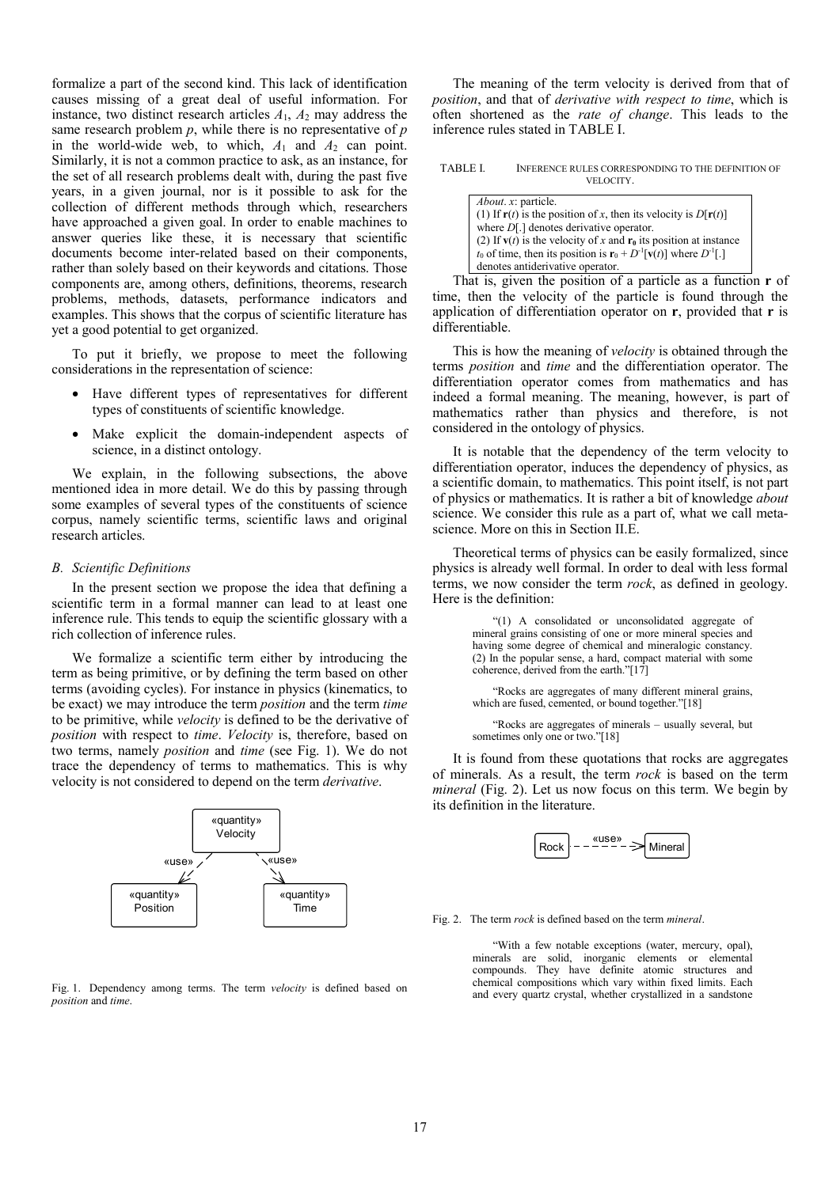formalize a part of the second kind. This lack of identification causes missing of a great deal of useful information. For instance, two distinct research articles $A_1$, $A_2$ may address the same research problem $p$, while there is no representative of $p$ in the world-wide web, to which, $A_1$ and $A_2$ can point. Similarly, it is not a common practice to ask, as an instance, for the set of all research problems dealt with, during the past five years, in a given journal, nor is it possible to ask for the collection of different methods through which, researchers have approached a given goal. In order to enable machines to answer queries like these, it is necessary that scientific documents become inter-related based on their components, rather than solely based on their keywords and citations. Those components are, among others, definitions, theorems, research problems, methods, datasets, performance indicators and examples. This shows that the corpus of scientific literature has yet a good potential to get organized.

To put it briefly, we propose to meet the following considerations in the representation of science:

- Have different types of representatives for different types of constituents of scientific knowledge.
- Make explicit the domain-independent aspects of science, in a distinct ontology.

We explain, in the following subsections, the above mentioned idea in more detail. We do this by passing through some examples of several types of the constituents of science corpus, namely scientific terms, scientific laws and original research articles.

### B. Scientific Definitions

In the present section we propose the idea that defining a scientific term in a formal manner can lead to at least one inference rule. This tends to equip the scientific glossary with a rich collection of inference rules.

We formalize a scientific term either by introducing the term as being primitive, or by defining the term based on other terms (avoiding cycles). For instance in physics (kinematics, to be exact) we may introduce the term *position* and the term *time* to be primitive, while *velocity* is defined to be the derivative of *position* with respect to *time*. *Velocity* is, therefore, based on two terms, namely *position* and *time* (see Fig. 1). We do not trace the dependency of terms to mathematics. This is why velocity is not considered to depend on the term *derivative*.

«quantity» Velocity —«use»→ «quantity» Position; «quantity» Velocity —«use»→ «quantity» Time

Fig. 1. Dependency among terms. The term *velocity* is defined based on *position* and *time*.

The meaning of the term velocity is derived from that of *position*, and that of *derivative with respect to time*, which is often shortened as the *rate of change*. This leads to the inference rules stated in TABLE I.

TABLE I. INFERENCE RULES CORRESPONDING TO THE DEFINITION OF VELOCITY.

| |
|---|
| *About*. $x$: particle. |
| (1) If $\mathbf{r}(t)$ is the position of $x$, then its velocity is $D[\mathbf{r}(t)]$ where $D[.]$ denotes derivative operator. |
| (2) If $\mathbf{v}(t)$ is the velocity of $x$ and $\mathbf{r_0}$ its position at instance $t_0$ of time, then its position is $\mathbf{r}_0 + D^{-1}[\mathbf{v}(t)]$ where $D^{-1}[.]$ denotes antiderivative operator. |

That is, given the position of a particle as a function $\mathbf{r}$ of time, then the velocity of the particle is found through the application of differentiation operator on $\mathbf{r}$, provided that $\mathbf{r}$ is differentiable.

This is how the meaning of *velocity* is obtained through the terms *position* and *time* and the differentiation operator. The differentiation operator comes from mathematics and has indeed a formal meaning. The meaning, however, is part of mathematics rather than physics and therefore, is not considered in the ontology of physics.

It is notable that the dependency of the term velocity to differentiation operator, induces the dependency of physics, as a scientific domain, to mathematics. This point itself, is not part of physics or mathematics. It is rather a bit of knowledge *about* science. We consider this rule as a part of, what we call meta-science. More on this in Section II.E.

Theoretical terms of physics can be easily formalized, since physics is already well formal. In order to deal with less formal terms, we now consider the term *rock*, as defined in geology. Here is the definition:

> "(1) A consolidated or unconsolidated aggregate of mineral grains consisting of one or more mineral species and having some degree of chemical and mineralogic constancy. (2) In the popular sense, a hard, compact material with some coherence, derived from the earth."[17]
>
> "Rocks are aggregates of many different mineral grains, which are fused, cemented, or bound together."[18]
>
> "Rocks are aggregates of minerals – usually several, but sometimes only one or two."[18]

It is found from these quotations that rocks are aggregates of minerals. As a result, the term *rock* is based on the term *mineral* (Fig. 2). Let us now focus on this term. We begin by its definition in the literature.

Rock —«use»→ Mineral

Fig. 2. The term *rock* is defined based on the term *mineral*.

> "With a few notable exceptions (water, mercury, opal), minerals are solid, inorganic elements or elemental compounds. They have definite atomic structures and chemical compositions which vary within fixed limits. Each and every quartz crystal, whether crystallized in a sandstone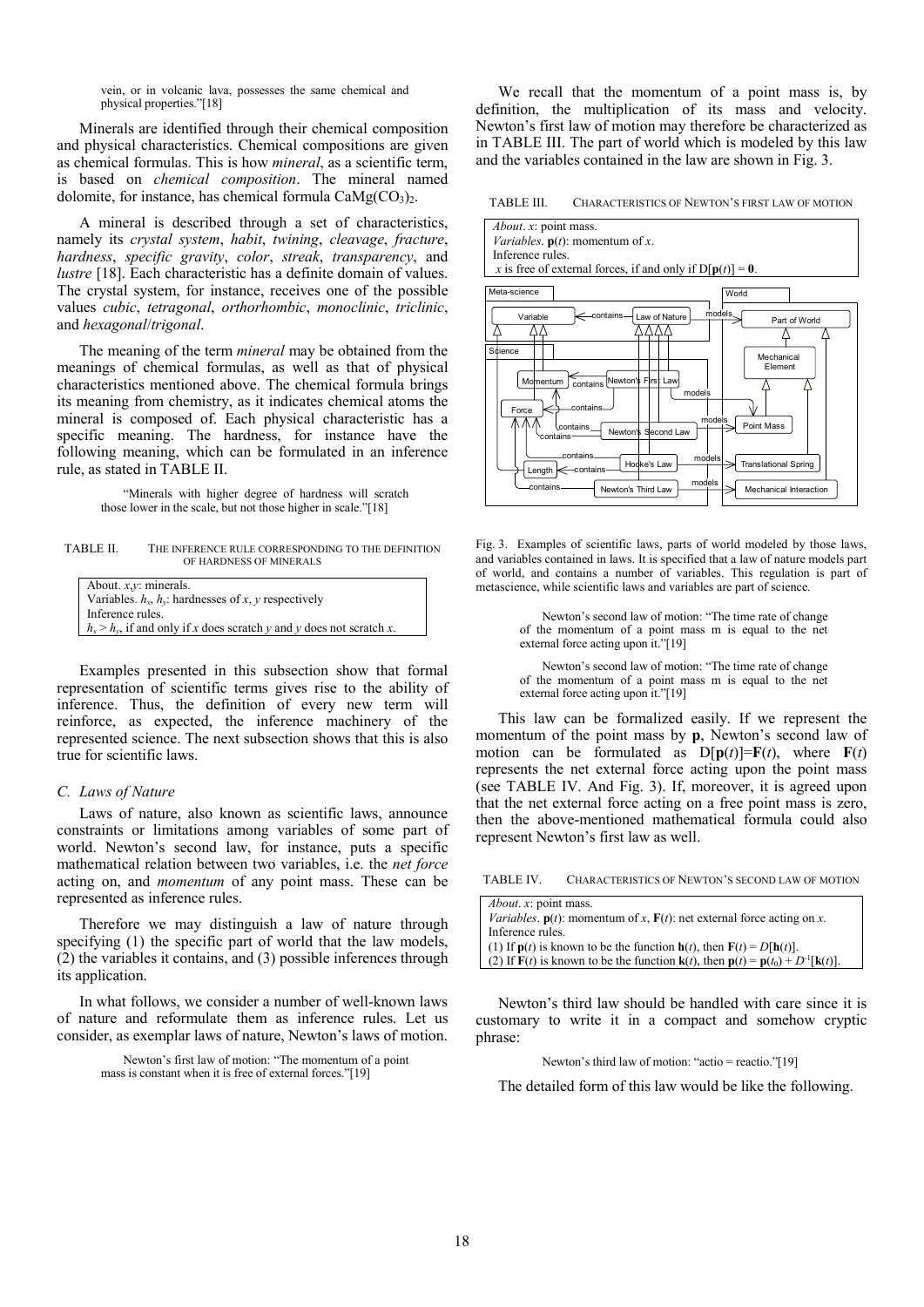vein, or in volcanic lava, possesses the same chemical and physical properties."[18]

Minerals are identified through their chemical composition and physical characteristics. Chemical compositions are given as chemical formulas. This is how *mineral*, as a scientific term, is based on *chemical composition*. The mineral named dolomite, for instance, has chemical formula $CaMg(CO_3)_2$.

A mineral is described through a set of characteristics, namely its *crystal system*, *habit*, *twining*, *cleavage*, *fracture*, *hardness*, *specific gravity*, *color*, *streak*, *transparency*, and *lustre* [18]. Each characteristic has a definite domain of values. The crystal system, for instance, receives one of the possible values *cubic*, *tetragonal*, *orthorhombic*, *monoclinic*, *triclinic*, and *hexagonal*/*trigonal*.

The meaning of the term *mineral* may be obtained from the meanings of chemical formulas, as well as that of physical characteristics mentioned above. The chemical formula brings its meaning from chemistry, as it indicates chemical atoms the mineral is composed of. Each physical characteristic has a specific meaning. The hardness, for instance have the following meaning, which can be formulated in an inference rule, as stated in TABLE II.

> "Minerals with higher degree of hardness will scratch those lower in the scale, but not those higher in scale."[18]

TABLE II. THE INFERENCE RULE CORRESPONDING TO THE DEFINITION OF HARDNESS OF MINERALS

| About. $x$,$y$: minerals. |
|---|
| Variables. $h_x$, $h_y$: hardnesses of $x$, $y$ respectively |
| Inference rules. |
| $h_x > h_y$, if and only if $x$ does scratch $y$ and $y$ does not scratch $x$. |

Examples presented in this subsection show that formal representation of scientific terms gives rise to the ability of inference. Thus, the definition of every new term will reinforce, as expected, the inference machinery of the represented science. The next subsection shows that this is also true for scientific laws.

### C. Laws of Nature

Laws of nature, also known as scientific laws, announce constraints or limitations among variables of some part of world. Newton's second law, for instance, puts a specific mathematical relation between two variables, i.e. the *net force* acting on, and *momentum* of any point mass. These can be represented as inference rules.

Therefore we may distinguish a law of nature through specifying (1) the specific part of world that the law models, (2) the variables it contains, and (3) possible inferences through its application.

In what follows, we consider a number of well-known laws of nature and reformulate them as inference rules. Let us consider, as exemplar laws of nature, Newton's laws of motion.

> Newton's first law of motion: "The momentum of a point mass is constant when it is free of external forces."[19]

We recall that the momentum of a point mass is, by definition, the multiplication of its mass and velocity. Newton's first law of motion may therefore be characterized as in TABLE III. The part of world which is modeled by this law and the variables contained in the law are shown in Fig. 3.

TABLE III. CHARACTERISTICS OF NEWTON'S FIRST LAW OF MOTION

| *About*. $x$: point mass. |
|---|
| *Variables*. $\mathbf{p}(t)$: momentum of $x$. |
| Inference rules. |
| $x$ is free of external forces, if and only if $D[\mathbf{p}(t)] = \mathbf{0}$. |

Fig. 3. Examples of scientific laws, parts of world modeled by those laws, and variables contained in laws. It is specified that a law of nature models part of world, and contains a number of variables. This regulation is part of metascience, while scientific laws and variables are part of science.

> Newton's second law of motion: "The time rate of change of the momentum of a point mass m is equal to the net external force acting upon it."[19]

> Newton's second law of motion: "The time rate of change of the momentum of a point mass m is equal to the net external force acting upon it."[19]

This law can be formalized easily. If we represent the momentum of the point mass by $\mathbf{p}$, Newton's second law of motion can be formulated as $D[\mathbf{p}(t)]=\mathbf{F}(t)$, where $\mathbf{F}(t)$ represents the net external force acting upon the point mass (see TABLE IV. And Fig. 3). If, moreover, it is agreed upon that the net external force acting on a free point mass is zero, then the above-mentioned mathematical formula could also represent Newton's first law as well.

TABLE IV. CHARACTERISTICS OF NEWTON'S SECOND LAW OF MOTION

| *About*. $x$: point mass. |
|---|
| *Variables*. $\mathbf{p}(t)$: momentum of $x$, $\mathbf{F}(t)$: net external force acting on $x$. |
| Inference rules. |
| (1) If $\mathbf{p}(t)$ is known to be the function $\mathbf{h}(t)$, then $\mathbf{F}(t) = D[\mathbf{h}(t)]$. |
| (2) If $\mathbf{F}(t)$ is known to be the function $\mathbf{k}(t)$, then $\mathbf{p}(t) = \mathbf{p}(t_0) + D^{-1}[\mathbf{k}(t)]$. |

Newton's third law should be handled with care since it is customary to write it in a compact and somehow cryptic phrase:

> Newton's third law of motion: "actio = reactio."[19]

The detailed form of this law would be like the following.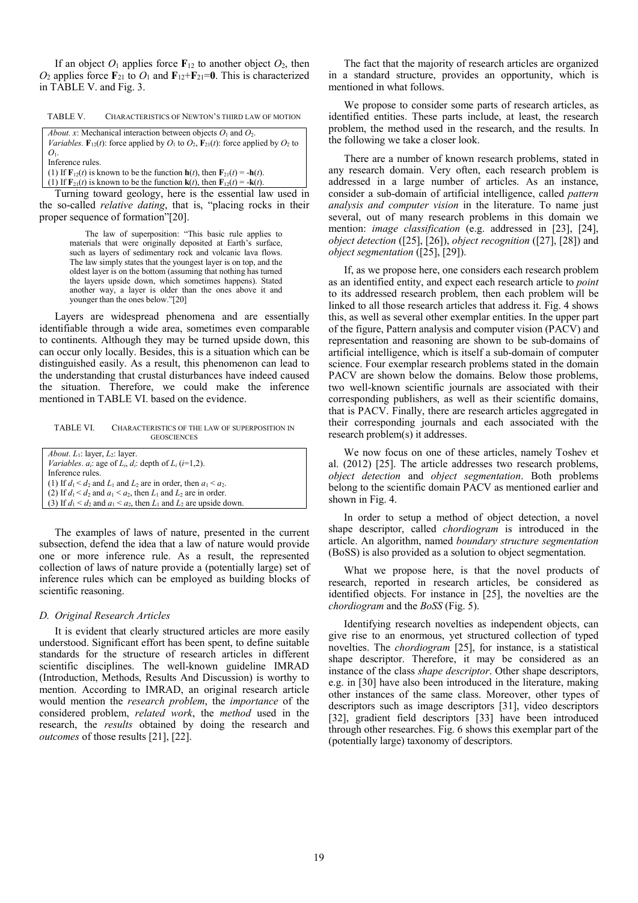If an object $O_1$ applies force $\mathbf{F}_{12}$ to another object $O_2$, then $O_2$ applies force $\mathbf{F}_{21}$ to $O_1$ and $\mathbf{F}_{12}+\mathbf{F}_{21}=\mathbf{0}$. This is characterized in TABLE V. and Fig. 3.

TABLE V. CHARACTERISTICS OF NEWTON'S THIRD LAW OF MOTION

| |
|---|
| *About. x*: Mechanical interaction between objects $O_1$ and $O_2$. |
| *Variables.* $\mathbf{F}_{12}(t)$: force applied by $O_1$ to $O_2$, $\mathbf{F}_{21}(t)$: force applied by $O_2$ to $O_1$. |
| Inference rules. |
| (1) If $\mathbf{F}_{12}(t)$ is known to be the function $\mathbf{h}(t)$, then $\mathbf{F}_{21}(t) = -\mathbf{h}(t)$. |
| (1) If $\mathbf{F}_{21}(t)$ is known to be the function $\mathbf{k}(t)$, then $\mathbf{F}_{12}(t) = -\mathbf{k}(t)$. |

Turning toward geology, here is the essential law used in the so-called *relative dating*, that is, "placing rocks in their proper sequence of formation"[20].

> The law of superposition: "This basic rule applies to materials that were originally deposited at Earth's surface, such as layers of sedimentary rock and volcanic lava flows. The law simply states that the youngest layer is on top, and the oldest layer is on the bottom (assuming that nothing has turned the layers upside down, which sometimes happens). Stated another way, a layer is older than the ones above it and younger than the ones below."[20]

Layers are widespread phenomena and are essentially identifiable through a wide area, sometimes even comparable to continents. Although they may be turned upside down, this can occur only locally. Besides, this is a situation which can be distinguished easily. As a result, this phenomenon can lead to the understanding that crustal disturbances have indeed caused the situation. Therefore, we could make the inference mentioned in TABLE VI. based on the evidence.

TABLE VI. CHARACTERISTICS OF THE LAW OF SUPERPOSITION IN GEOSCIENCES

| |
|---|
| *About.* $L_1$: layer, $L_2$: layer. |
| *Variables.* $a_i$: age of $L_i$, $d_i$: depth of $L_i$ ($i$=1,2). |
| Inference rules. |
| (1) If $d_1 < d_2$ and $L_1$ and $L_2$ are in order, then $a_1 < a_2$. |
| (2) If $d_1 < d_2$ and $a_1 < a_2$, then $L_1$ and $L_2$ are in order. |
| (3) If $d_1 < d_2$ and $a_1 < a_2$, then $L_1$ and $L_2$ are upside down. |

The examples of laws of nature, presented in the current subsection, defend the idea that a law of nature would provide one or more inference rule. As a result, the represented collection of laws of nature provide a (potentially large) set of inference rules which can be employed as building blocks of scientific reasoning.

### D. Original Research Articles

It is evident that clearly structured articles are more easily understood. Significant effort has been spent, to define suitable standards for the structure of research articles in different scientific disciplines. The well-known guideline IMRAD (Introduction, Methods, Results And Discussion) is worthy to mention. According to IMRAD, an original research article would mention the *research problem*, the *importance* of the considered problem, *related work*, the *method* used in the research, the *results* obtained by doing the research and *outcomes* of those results [21], [22].

The fact that the majority of research articles are organized in a standard structure, provides an opportunity, which is mentioned in what follows.

We propose to consider some parts of research articles, as identified entities. These parts include, at least, the research problem, the method used in the research, and the results. In the following we take a closer look.

There are a number of known research problems, stated in any research domain. Very often, each research problem is addressed in a large number of articles. As an instance, consider a sub-domain of artificial intelligence, called *pattern analysis and computer vision* in the literature. To name just several, out of many research problems in this domain we mention: *image classification* (e.g. addressed in [23], [24], *object detection* ([25], [26]), *object recognition* ([27], [28]) and *object segmentation* ([25], [29]).

If, as we propose here, one considers each research problem as an identified entity, and expect each research article to *point* to its addressed research problem, then each problem will be linked to all those research articles that address it. Fig. 4 shows this, as well as several other exemplar entities. In the upper part of the figure, Pattern analysis and computer vision (PACV) and representation and reasoning are shown to be sub-domains of artificial intelligence, which is itself a sub-domain of computer science. Four exemplar research problems stated in the domain PACV are shown below the domains. Below those problems, two well-known scientific journals are associated with their corresponding publishers, as well as their scientific domains, that is PACV. Finally, there are research articles aggregated in their corresponding journals and each associated with the research problem(s) it addresses.

We now focus on one of these articles, namely Toshev et al. (2012) [25]. The article addresses two research problems, *object detection* and *object segmentation*. Both problems belong to the scientific domain PACV as mentioned earlier and shown in Fig. 4.

In order to setup a method of object detection, a novel shape descriptor, called *chordiogram* is introduced in the article. An algorithm, named *boundary structure segmentation* (BoSS) is also provided as a solution to object segmentation.

What we propose here, is that the novel products of research, reported in research articles, be considered as identified objects. For instance in [25], the novelties are the *chordiogram* and the *BoSS* (Fig. 5).

Identifying research novelties as independent objects, can give rise to an enormous, yet structured collection of typed novelties. The *chordiogram* [25], for instance, is a statistical shape descriptor. Therefore, it may be considered as an instance of the class *shape descriptor*. Other shape descriptors, e.g. in [30] have also been introduced in the literature, making other instances of the same class. Moreover, other types of descriptors such as image descriptors [31], video descriptors [32], gradient field descriptors [33] have been introduced through other researches. Fig. 6 shows this exemplar part of the (potentially large) taxonomy of descriptors.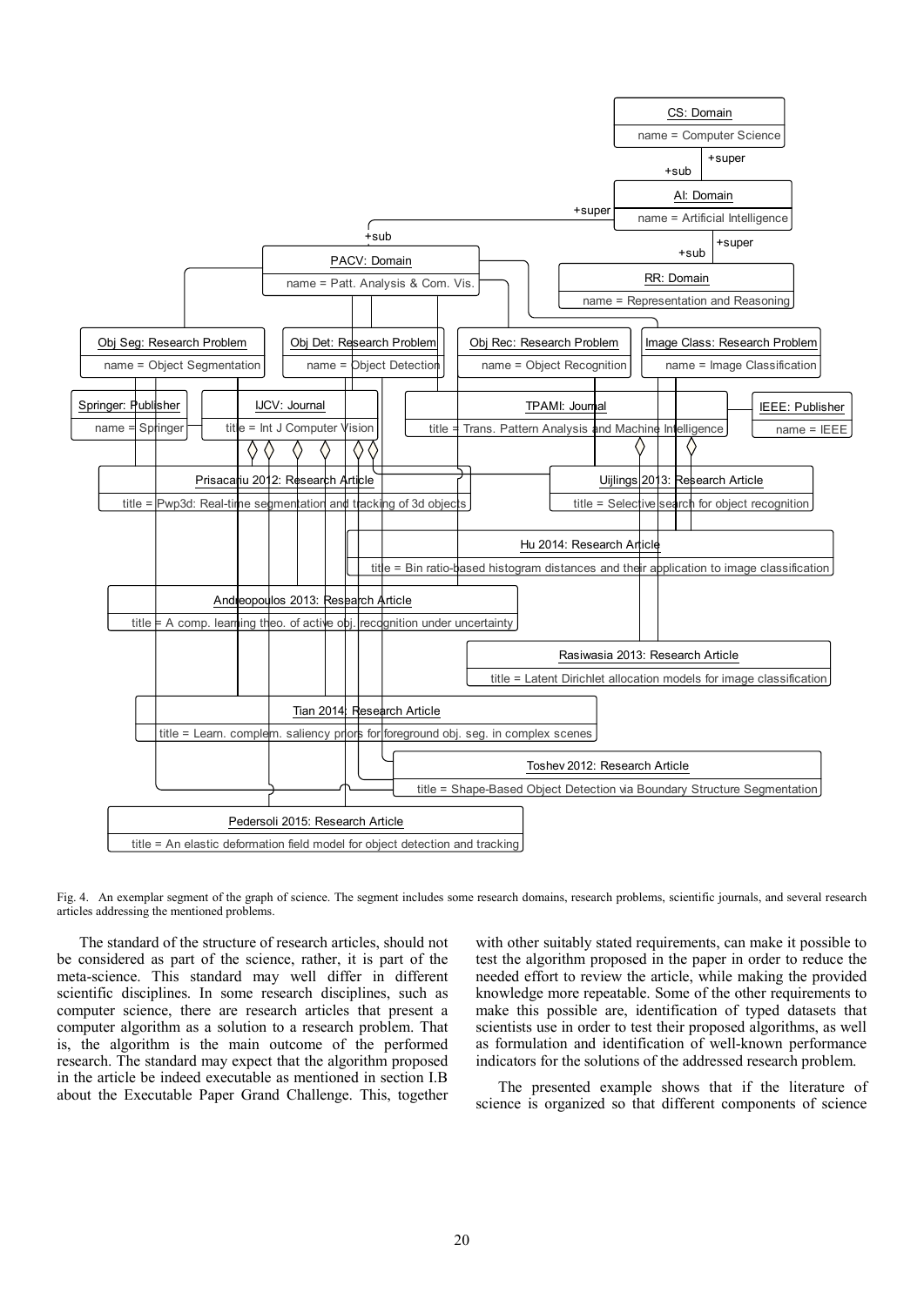Fig. 4. An exemplar segment of the graph of science. The segment includes some research domains, research problems, scientific journals, and several research articles addressing the mentioned problems.

The standard of the structure of research articles, should not be considered as part of the science, rather, it is part of the meta-science. This standard may well differ in different scientific disciplines. In some research disciplines, such as computer science, there are research articles that present a computer algorithm as a solution to a research problem. That is, the algorithm is the main outcome of the performed research. The standard may expect that the algorithm proposed in the article be indeed executable as mentioned in section I.B about the Executable Paper Grand Challenge. This, together with other suitably stated requirements, can make it possible to test the algorithm proposed in the paper in order to reduce the needed effort to review the article, while making the provided knowledge more repeatable. Some of the other requirements to make this possible are, identification of typed datasets that scientists use in order to test their proposed algorithms, as well as formulation and identification of well-known performance indicators for the solutions of the addressed research problem.

The presented example shows that if the literature of science is organized so that different components of science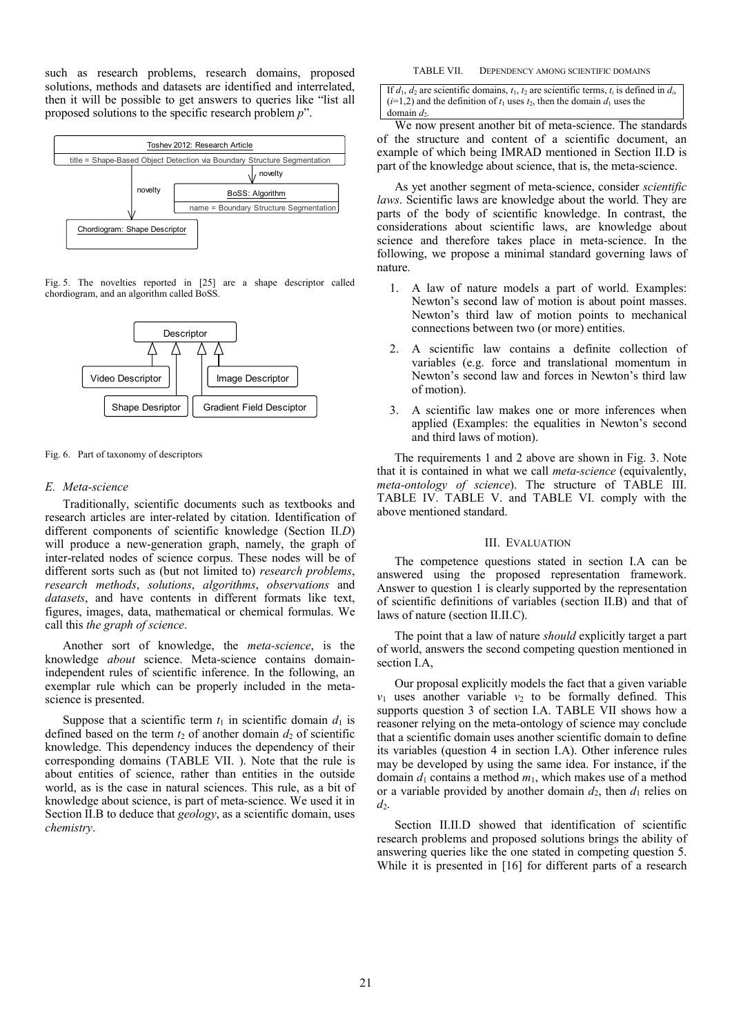such as research problems, research domains, proposed solutions, methods and datasets are identified and interrelated, then it will be possible to get answers to queries like "list all proposed solutions to the specific research problem *p*".

Fig. 5. The novelties reported in [25] are a shape descriptor called chordiogram, and an algorithm called BoSS.

Fig. 6. Part of taxonomy of descriptors

### *E. Meta-science*

Traditionally, scientific documents such as textbooks and research articles are inter-related by citation. Identification of different components of scientific knowledge (Section II.*D*) will produce a new-generation graph, namely, the graph of inter-related nodes of science corpus. These nodes will be of different sorts such as (but not limited to) *research problems*, *research methods*, *solutions*, *algorithms*, *observations* and *datasets*, and have contents in different formats like text, figures, images, data, mathematical or chemical formulas. We call this *the graph of science*.

Another sort of knowledge, the *meta-science*, is the knowledge *about* science. Meta-science contains domain-independent rules of scientific inference. In the following, an exemplar rule which can be properly included in the meta-science is presented.

Suppose that a scientific term $t_1$ in scientific domain $d_1$ is defined based on the term $t_2$ of another domain $d_2$ of scientific knowledge. This dependency induces the dependency of their corresponding domains (TABLE VII. ). Note that the rule is about entities of science, rather than entities in the outside world, as is the case in natural sciences. This rule, as a bit of knowledge about science, is part of meta-science. We used it in Section II.B to deduce that *geology*, as a scientific domain, uses *chemistry*.

TABLE VII. DEPENDENCY AMONG SCIENTIFIC DOMAINS

| If $d_1$, $d_2$ are scientific domains, $t_1$, $t_2$ are scientific terms, $t_i$ is defined in $d_i$, ($i$=1,2) and the definition of $t_1$ uses $t_2$, then the domain $d_1$ uses the domain $d_2$. |
|---|

We now present another bit of meta-science. The standards of the structure and content of a scientific document, an example of which being IMRAD mentioned in Section II.D is part of the knowledge about science, that is, the meta-science.

As yet another segment of meta-science, consider *scientific laws*. Scientific laws are knowledge about the world. They are parts of the body of scientific knowledge. In contrast, the considerations about scientific laws, are knowledge about science and therefore takes place in meta-science. In the following, we propose a minimal standard governing laws of nature.

1. A law of nature models a part of world. Examples: Newton's second law of motion is about point masses. Newton's third law of motion points to mechanical connections between two (or more) entities.
2. A scientific law contains a definite collection of variables (e.g. force and translational momentum in Newton's second law and forces in Newton's third law of motion).
3. A scientific law makes one or more inferences when applied (Examples: the equalities in Newton's second and third laws of motion).

The requirements 1 and 2 above are shown in Fig. 3. Note that it is contained in what we call *meta-science* (equivalently, *meta-ontology of science*). The structure of TABLE III. TABLE IV. TABLE V. and TABLE VI. comply with the above mentioned standard.

## III. EVALUATION

The competence questions stated in section I.A can be answered using the proposed representation framework. Answer to question 1 is clearly supported by the representation of scientific definitions of variables (section II.B) and that of laws of nature (section II.II.C).

The point that a law of nature *should* explicitly target a part of world, answers the second competing question mentioned in section I.A,

Our proposal explicitly models the fact that a given variable $v_1$ uses another variable $v_2$ to be formally defined. This supports question 3 of section I.A. TABLE VII shows how a reasoner relying on the meta-ontology of science may conclude that a scientific domain uses another scientific domain to define its variables (question 4 in section I.A). Other inference rules may be developed by using the same idea. For instance, if the domain $d_1$ contains a method $m_1$, which makes use of a method or a variable provided by another domain $d_2$, then $d_1$ relies on $d_2$.

Section II.II.D showed that identification of scientific research problems and proposed solutions brings the ability of answering queries like the one stated in competing question 5. While it is presented in [16] for different parts of a research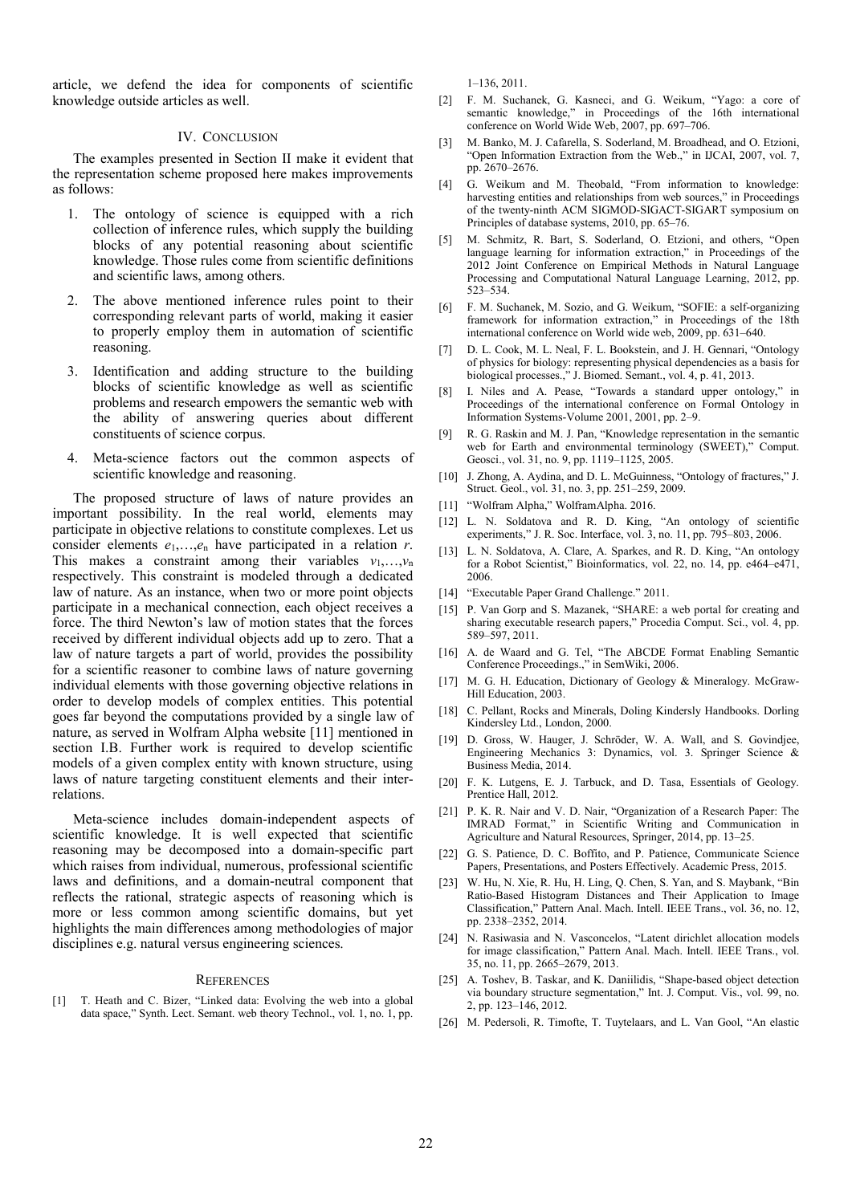article, we defend the idea for components of scientific knowledge outside articles as well.

## IV. Conclusion

The examples presented in Section II make it evident that the representation scheme proposed here makes improvements as follows:

1. The ontology of science is equipped with a rich collection of inference rules, which supply the building blocks of any potential reasoning about scientific knowledge. Those rules come from scientific definitions and scientific laws, among others.
2. The above mentioned inference rules point to their corresponding relevant parts of world, making it easier to properly employ them in automation of scientific reasoning.
3. Identification and adding structure to the building blocks of scientific knowledge as well as scientific problems and research empowers the semantic web with the ability of answering queries about different constituents of science corpus.
4. Meta-science factors out the common aspects of scientific knowledge and reasoning.

The proposed structure of laws of nature provides an important possibility. In the real world, elements may participate in objective relations to constitute complexes. Let us consider elements $e_1,\ldots,e_n$ have participated in a relation $r$. This makes a constraint among their variables $v_1,\ldots,v_n$ respectively. This constraint is modeled through a dedicated law of nature. As an instance, when two or more point objects participate in a mechanical connection, each object receives a force. The third Newton's law of motion states that the forces received by different individual objects add up to zero. That a law of nature targets a part of world, provides the possibility for a scientific reasoner to combine laws of nature governing individual elements with those governing objective relations in order to develop models of complex entities. This potential goes far beyond the computations provided by a single law of nature, as served in Wolfram Alpha website [11] mentioned in section I.B. Further work is required to develop scientific models of a given complex entity with known structure, using laws of nature targeting constituent elements and their inter-relations.

Meta-science includes domain-independent aspects of scientific knowledge. It is well expected that scientific reasoning may be decomposed into a domain-specific part which raises from individual, numerous, professional scientific laws and definitions, and a domain-neutral component that reflects the rational, strategic aspects of reasoning which is more or less common among scientific domains, but yet highlights the main differences among methodologies of major disciplines e.g. natural versus engineering sciences.

## References

[1] T. Heath and C. Bizer, "Linked data: Evolving the web into a global data space," Synth. Lect. Semant. web theory Technol., vol. 1, no. 1, pp. 1–136, 2011.

[2] F. M. Suchanek, G. Kasneci, and G. Weikum, "Yago: a core of semantic knowledge," in Proceedings of the 16th international conference on World Wide Web, 2007, pp. 697–706.

[3] M. Banko, M. J. Cafarella, S. Soderland, M. Broadhead, and O. Etzioni, "Open Information Extraction from the Web.," in IJCAI, 2007, vol. 7, pp. 2670–2676.

[4] G. Weikum and M. Theobald, "From information to knowledge: harvesting entities and relationships from web sources," in Proceedings of the twenty-ninth ACM SIGMOD-SIGACT-SIGART symposium on Principles of database systems, 2010, pp. 65–76.

[5] M. Schmitz, R. Bart, S. Soderland, O. Etzioni, and others, "Open language learning for information extraction," in Proceedings of the 2012 Joint Conference on Empirical Methods in Natural Language Processing and Computational Natural Language Learning, 2012, pp. 523–534.

[6] F. M. Suchanek, M. Sozio, and G. Weikum, "SOFIE: a self-organizing framework for information extraction," in Proceedings of the 18th international conference on World wide web, 2009, pp. 631–640.

[7] D. L. Cook, M. L. Neal, F. L. Bookstein, and J. H. Gennari, "Ontology of physics for biology: representing physical dependencies as a basis for biological processes.," J. Biomed. Semant., vol. 4, p. 41, 2013.

[8] I. Niles and A. Pease, "Towards a standard upper ontology," in Proceedings of the international conference on Formal Ontology in Information Systems-Volume 2001, 2001, pp. 2–9.

[9] R. G. Raskin and M. J. Pan, "Knowledge representation in the semantic web for Earth and environmental terminology (SWEET)," Comput. Geosci., vol. 31, no. 9, pp. 1119–1125, 2005.

[10] J. Zhong, A. Aydina, and D. L. McGuinness, "Ontology of fractures," J. Struct. Geol., vol. 31, no. 3, pp. 251–259, 2009.

[11] "Wolfram Alpha," WolframAlpha. 2016.

[12] L. N. Soldatova and R. D. King, "An ontology of scientific experiments," J. R. Soc. Interface, vol. 3, no. 11, pp. 795–803, 2006.

[13] L. N. Soldatova, A. Clare, A. Sparkes, and R. D. King, "An ontology for a Robot Scientist," Bioinformatics, vol. 22, no. 14, pp. e464–e471, 2006.

[14] "Executable Paper Grand Challenge." 2011.

[15] P. Van Gorp and S. Mazanek, "SHARE: a web portal for creating and sharing executable research papers," Procedia Comput. Sci., vol. 4, pp. 589–597, 2011.

[16] A. de Waard and G. Tel, "The ABCDE Format Enabling Semantic Conference Proceedings.," in SemWiki, 2006.

[17] M. G. H. Education, Dictionary of Geology & Mineralogy. McGraw-Hill Education, 2003.

[18] C. Pellant, Rocks and Minerals, Doling Kindersly Handbooks. Dorling Kindersley Ltd., London, 2000.

[19] D. Gross, W. Hauger, J. Schröder, W. A. Wall, and S. Govindjee, Engineering Mechanics 3: Dynamics, vol. 3. Springer Science & Business Media, 2014.

[20] F. K. Lutgens, E. J. Tarbuck, and D. Tasa, Essentials of Geology. Prentice Hall, 2012.

[21] P. K. R. Nair and V. D. Nair, "Organization of a Research Paper: The IMRAD Format," in Scientific Writing and Communication in Agriculture and Natural Resources, Springer, 2014, pp. 13–25.

[22] G. S. Patience, D. C. Boffito, and P. Patience, Communicate Science Papers, Presentations, and Posters Effectively. Academic Press, 2015.

[23] W. Hu, N. Xie, R. Hu, H. Ling, Q. Chen, S. Yan, and S. Maybank, "Bin Ratio-Based Histogram Distances and Their Application to Image Classification," Pattern Anal. Mach. Intell. IEEE Trans., vol. 36, no. 12, pp. 2338–2352, 2014.

[24] N. Rasiwasia and N. Vasconcelos, "Latent dirichlet allocation models for image classification," Pattern Anal. Mach. Intell. IEEE Trans., vol. 35, no. 11, pp. 2665–2679, 2013.

[25] A. Toshev, B. Taskar, and K. Daniilidis, "Shape-based object detection via boundary structure segmentation," Int. J. Comput. Vis., vol. 99, no. 2, pp. 123–146, 2012.

[26] M. Pedersoli, R. Timofte, T. Tuytelaars, and L. Van Gool, "An elastic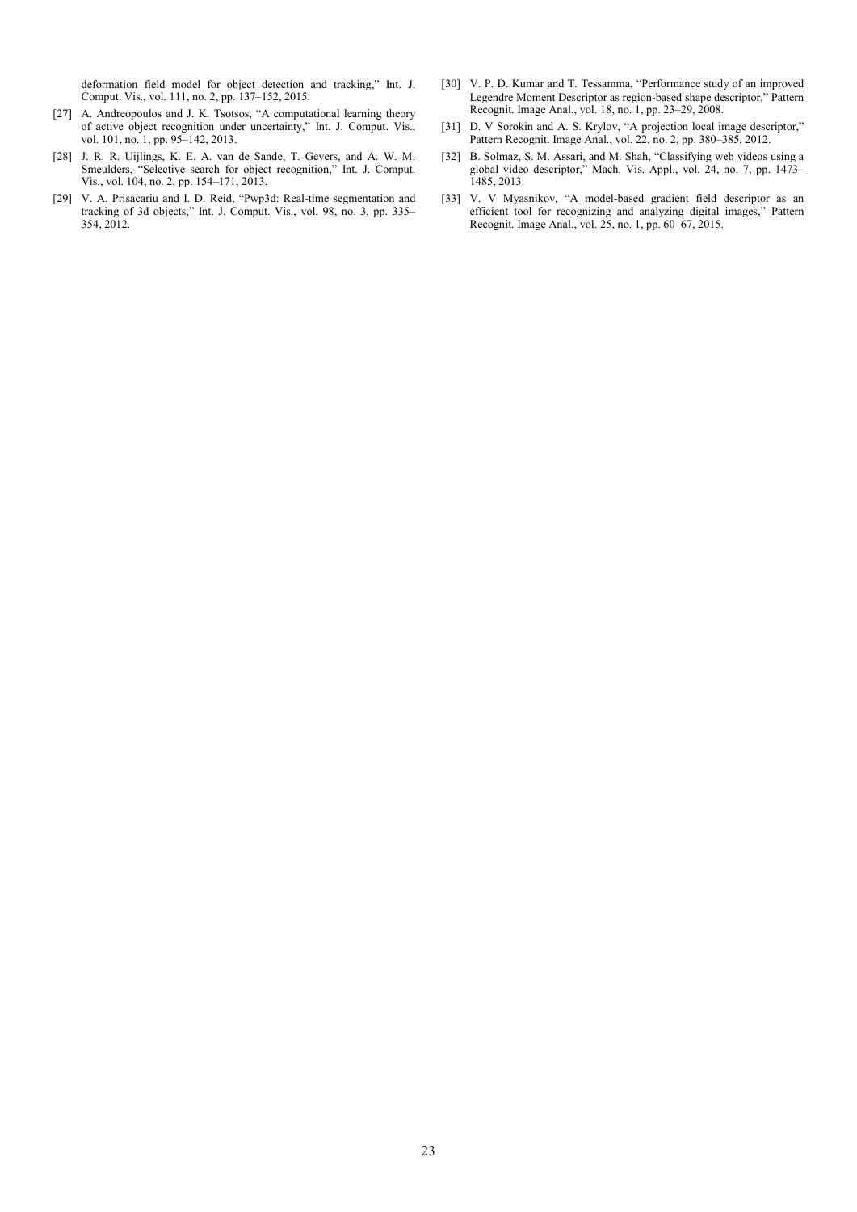deformation field model for object detection and tracking," Int. J. Comput. Vis., vol. 111, no. 2, pp. 137–152, 2015.

[27] A. Andreopoulos and J. K. Tsotsos, "A computational learning theory of active object recognition under uncertainty," Int. J. Comput. Vis., vol. 101, no. 1, pp. 95–142, 2013.

[28] J. R. R. Uijlings, K. E. A. van de Sande, T. Gevers, and A. W. M. Smeulders, "Selective search for object recognition," Int. J. Comput. Vis., vol. 104, no. 2, pp. 154–171, 2013.

[29] V. A. Prisacariu and I. D. Reid, "Pwp3d: Real-time segmentation and tracking of 3d objects," Int. J. Comput. Vis., vol. 98, no. 3, pp. 335–354, 2012.

[30] V. P. D. Kumar and T. Tessamma, "Performance study of an improved Legendre Moment Descriptor as region-based shape descriptor," Pattern Recognit. Image Anal., vol. 18, no. 1, pp. 23–29, 2008.

[31] D. V Sorokin and A. S. Krylov, "A projection local image descriptor," Pattern Recognit. Image Anal., vol. 22, no. 2, pp. 380–385, 2012.

[32] B. Solmaz, S. M. Assari, and M. Shah, "Classifying web videos using a global video descriptor," Mach. Vis. Appl., vol. 24, no. 7, pp. 1473–1485, 2013.

[33] V. V Myasnikov, "A model-based gradient field descriptor as an efficient tool for recognizing and analyzing digital images," Pattern Recognit. Image Anal., vol. 25, no. 1, pp. 60–67, 2015.